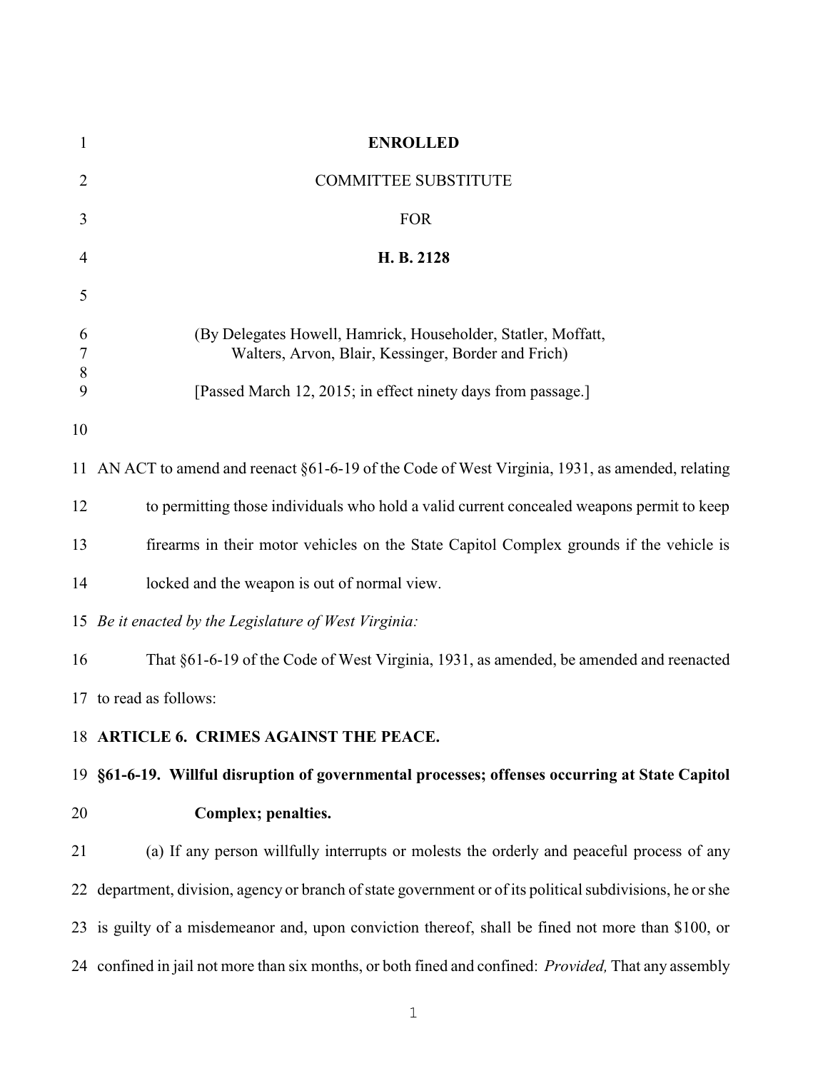**ENROLLED**

COMMITTEE SUBSTITUTE

FOR

**H. B. 2128**

(By Delegates Howell, Hamrick, Householder, Statler, Moffatt, Walters, Arvon, Blair, Kessinger, Border and Frich)

[Passed March 12, 2015; in effect ninety days from passage.]

AN ACT to amend and reenact §61-6-19 of the Code of West Virginia, 1931, as amended, relating to permitting those individuals who hold a valid current concealed weapons permit to keep firearms in their motor vehicles on the State Capitol Complex grounds if the vehicle is locked and the weapon is out of normal view.

*Be it enacted by the Legislature of West Virginia:*

That §61-6-19 of the Code of West Virginia, 1931, as amended, be amended and reenacted to read as follows:

**ARTICLE 6. CRIMES AGAINST THE PEACE.**

**§61-6-19. Willful disruption of governmental processes; offenses occurring at State Capitol Complex; penalties.**

(a) If any person willfully interrupts or molests the orderly and peaceful process of any department, division, agency or branch of state government or of its political subdivisions, he or she is guilty of a misdemeanor and, upon conviction thereof, shall be fined not more than $100, or confined in jail not more than six months, or both fined and confined: *Provided,* That any assembly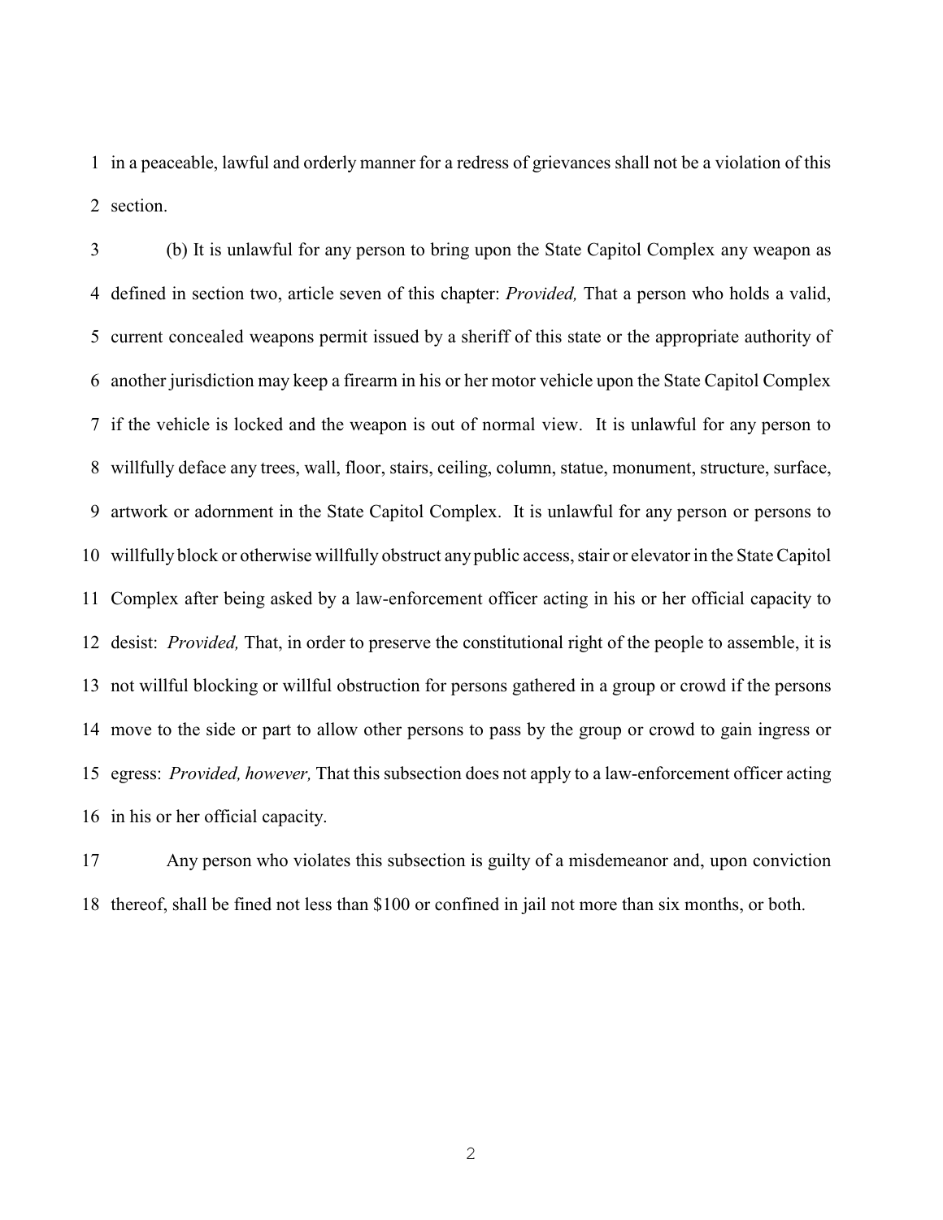in a peaceable, lawful and orderly manner for a redress of grievances shall not be a violation of this section.

(b) It is unlawful for any person to bring upon the State Capitol Complex any weapon as defined in section two, article seven of this chapter: *Provided,* That a person who holds a valid, current concealed weapons permit issued by a sheriff of this state or the appropriate authority of another jurisdiction may keep a firearm in his or her motor vehicle upon the State Capitol Complex if the vehicle is locked and the weapon is out of normal view. It is unlawful for any person to willfully deface any trees, wall, floor, stairs, ceiling, column, statue, monument, structure, surface, artwork or adornment in the State Capitol Complex. It is unlawful for any person or persons to willfully block or otherwise willfully obstruct any public access, stair or elevator in the State Capitol Complex after being asked by a law-enforcement officer acting in his or her official capacity to desist: *Provided,* That, in order to preserve the constitutional right of the people to assemble, it is not willful blocking or willful obstruction for persons gathered in a group or crowd if the persons move to the side or part to allow other persons to pass by the group or crowd to gain ingress or egress: *Provided, however,* That this subsection does not apply to a law-enforcement officer acting in his or her official capacity.

Any person who violates this subsection is guilty of a misdemeanor and, upon conviction thereof, shall be fined not less than $100 or confined in jail not more than six months, or both.